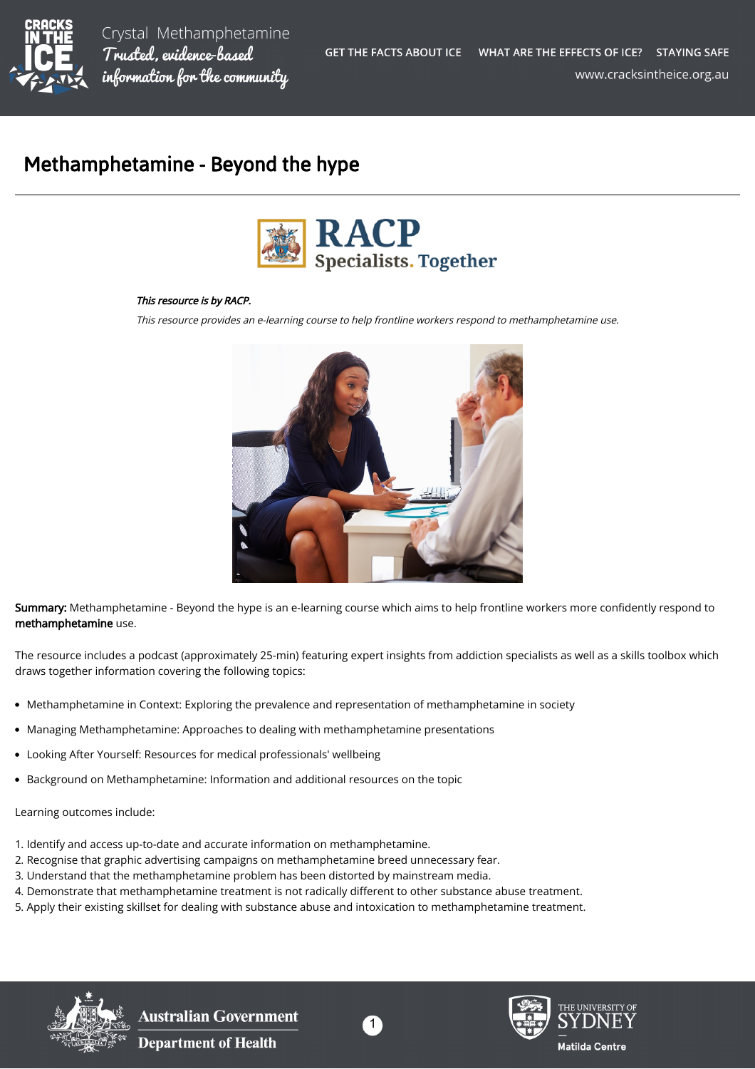# Methamphetamine - Beyond the hype

*This resource is by RACP.*

*This resource provides an e-learning course to help frontline workers respond to methamphetamine use.*

**Summary:** Methamphetamine - Beyond the hype is an e-learning course which aims to help frontline workers more confidently respond to **methamphetamine** use.

The resource includes a podcast (approximately 25-min) featuring expert insights from addiction specialists as well as a skills toolbox which draws together information covering the following topics:

- Methamphetamine in Context: Exploring the prevalence and representation of methamphetamine in society
- Managing Methamphetamine: Approaches to dealing with methamphetamine presentations
- Looking After Yourself: Resources for medical professionals' wellbeing
- Background on Methamphetamine: Information and additional resources on the topic

Learning outcomes include:

1. Identify and access up-to-date and accurate information on methamphetamine.
2. Recognise that graphic advertising campaigns on methamphetamine breed unnecessary fear.
3. Understand that the methamphetamine problem has been distorted by mainstream media.
4. Demonstrate that methamphetamine treatment is not radically different to other substance abuse treatment.
5. Apply their existing skillset for dealing with substance abuse and intoxication to methamphetamine treatment.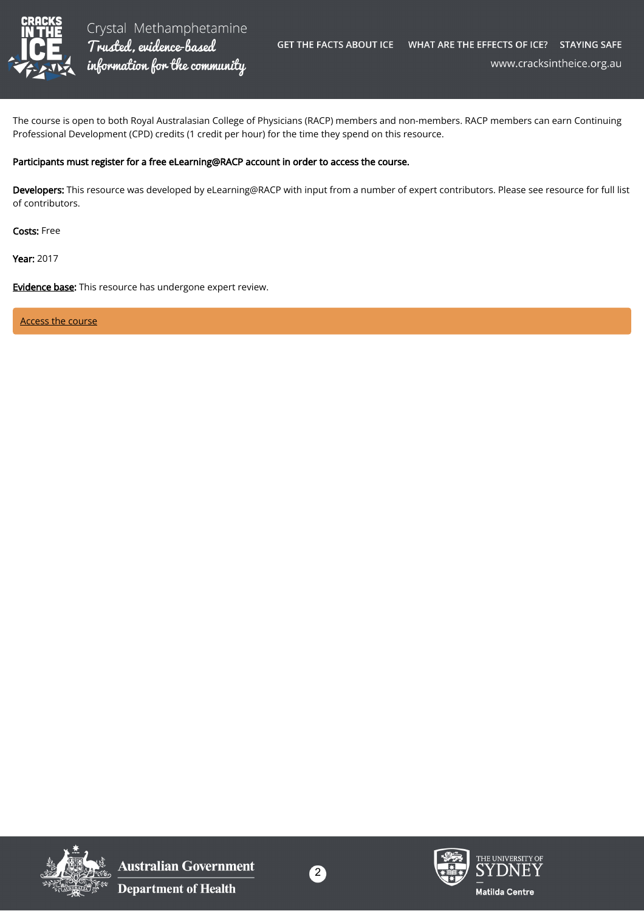The course is open to both Royal Australasian College of Physicians (RACP) members and non-members. RACP members can earn Continuing Professional Development (CPD) credits (1 credit per hour) for the time they spend on this resource.

**Participants must register for a free eLearning@RACP account in order to access the course.**

**Developers:** This resource was developed by eLearning@RACP with input from a number of expert contributors. Please see resource for full list of contributors.

**Costs:** Free

**Year:** 2017

**Evidence base:** This resource has undergone expert review.

Access the course